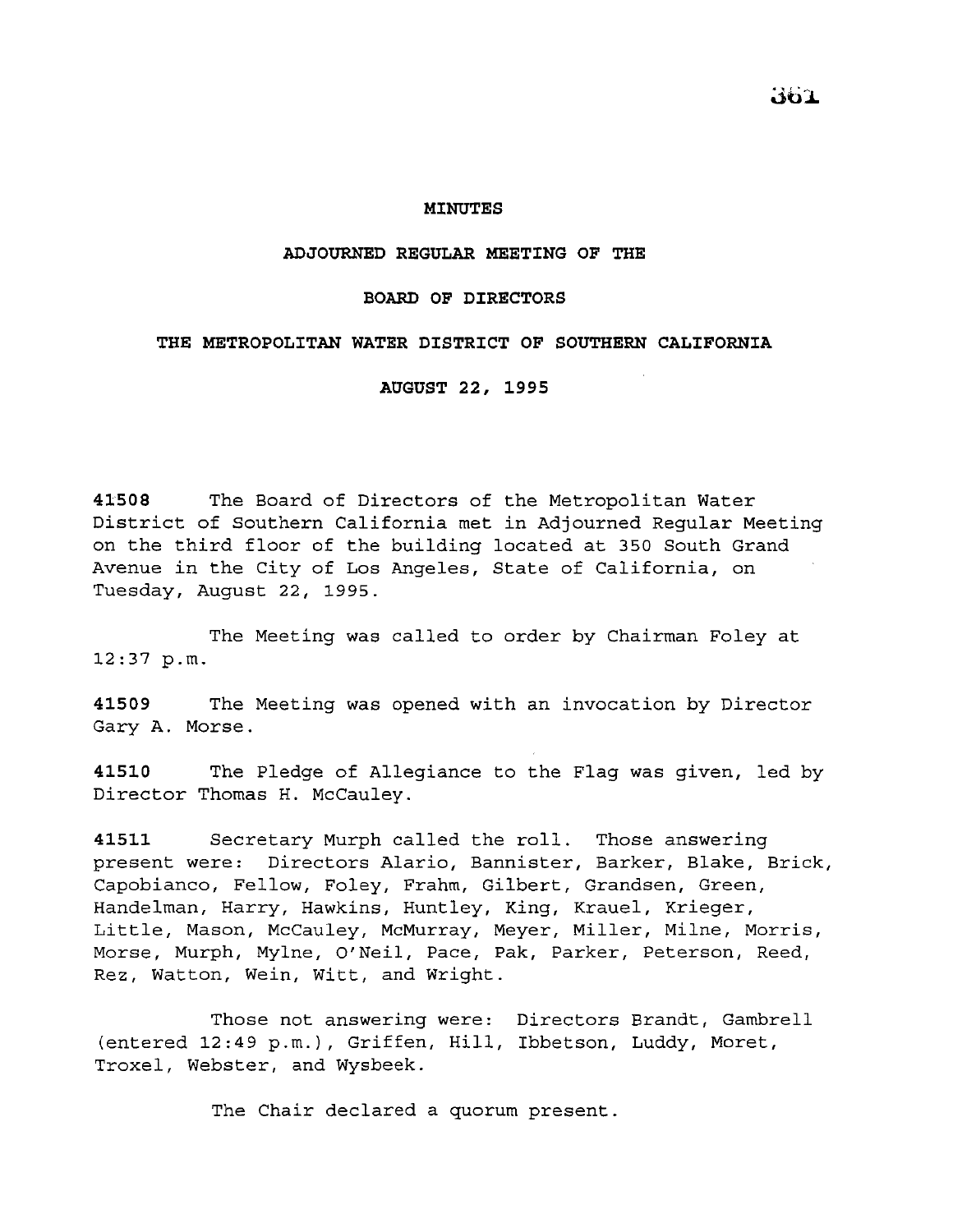# MINUTES

## ADJOURNED REGULAR MEETING OF THE

## BOARD OF DIRECTORS

## THE METROPOLITAN WATER DISTRICT OF SOUTHERN CALIFORNIA

## AUGUST 22, 1995

**41508** The Board of Directors of the Metropolitan Water District of Southern California met in Adjourned Regular Meeting on the third floor of the building located at 350 South Grand Avenue in the City of Los Angeles, State of California, on Tuesday, August 22, 1995.

The Meeting was called to order by Chairman Foley at 12:37 p.m.

**41509** The Meeting was opened with an invocation by Director Gary A. Morse.

**41510** The Pledge of Allegiance to the Flag was given, led by Director Thomas H. McCauley.

**41511** Secretary Murph called the roll. Those answering present were: Directors Alario, Bannister, Barker, Blake, Brick, Capobianco, Fellow, Foley, Frahm, Gilbert, Grandsen, Green, Handelman, Harry, Hawkins, Huntley, King, Krauel, Krieger, Little, Mason, McCauley, McMurray, Meyer, Miller, Milne, Morris, Morse, Murph, Mylne, O'Neil, Pace, Pak, Parker, Peterson, Reed, Rez, Watton, Wein, Witt, and Wright.

Those not answering were: Directors Brandt, Gambrell (entered 12:49 p.m.), Griffen, Hill, Ibbetson, Luddy, Moret, Troxel, Webster, and Wysbeek.

The Chair declared a quorum present.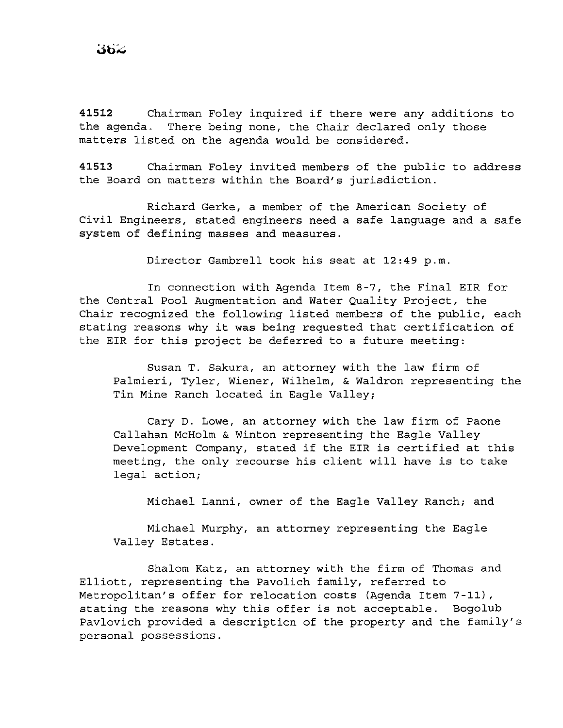**41512** Chairman Foley inquired if there were any additions to the agenda. There being none, the Chair declared only those matters listed on the agenda would be considered.

**41513** Chairman Foley invited members of the public to address the Board on matters within the Board's jurisdiction.

Richard Gerke, a member of the American Society of Civil Engineers, stated engineers need a safe language and a safe system of defining masses and measures.

Director Gambrell took his seat at 12:49 p.m.

In connection with Agenda Item 8-7, the Final EIR for the Central Pool Augmentation and Water Quality Project, the Chair recognized the following listed members of the public, each stating reasons why it was being requested that certification of the EIR for this project be deferred to a future meeting:

Susan T. Sakura, an attorney with the law firm of Palmieri, Tyler, Wiener, Wilhelm, & Waldron representing the Tin Mine Ranch located in Eagle Valley;

Cary D. Lowe, an attorney with the law firm of Paone Callahan McHolm & Winton representing the Eagle Valley Development Company, stated if the EIR is certified at this meeting, the only recourse his client will have is to take legal action;

Michael Lanni, owner of the Eagle Valley Ranch; and

Michael Murphy, an attorney representing the Eagle Valley Estates.

Shalom Katz, an attorney with the firm of Thomas and Elliott, representing the Pavolich family, referred to Metropolitan's offer for relocation costs (Agenda Item 7-11), stating the reasons why this offer is not acceptable. Bogolub Pavlovich provided a description of the property and the family's personal possessions.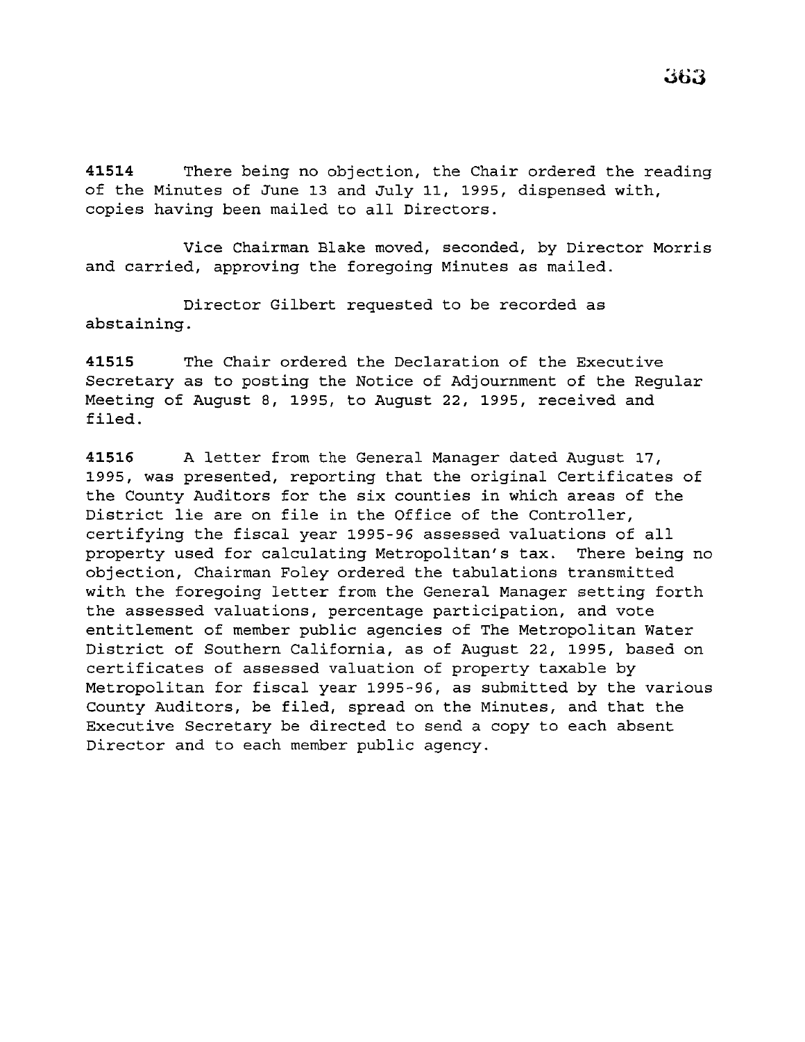**41514** There being no objection, the Chair ordered the reading of the Minutes of June 13 and July 11, 1995, dispensed with, copies having been mailed to all Directors.

Vice Chairman Blake moved, seconded, by Director Morris and carried, approving the foregoing Minutes as mailed.

Director Gilbert requested to be recorded as abstaining.

**41515** The Chair ordered the Declaration of the Executive Secretary as to posting the Notice of Adjournment of the Regular Meeting of August 8, 1995, to August 22, 1995, received and filed.

**41516** A letter from the General Manager dated August 17, 1995, was presented, reporting that the original Certificates of the County Auditors for the six counties in which areas of the District lie are on file in the Office of the Controller, certifying the fiscal year 1995-96 assessed valuations of all property used for calculating Metropolitan's tax. There being no objection, Chairman Foley ordered the tabulations transmitted with the foregoing letter from the General Manager setting forth the assessed valuations, percentage participation, and vote entitlement of member public agencies of The Metropolitan Water District of Southern California, as of August 22, 1995, based on certificates of assessed valuation of property taxable by Metropolitan for fiscal year 1995-96, as submitted by the various County Auditors, be filed, spread on the Minutes, and that the Executive Secretary be directed to send a copy to each absent Director and to each member public agency.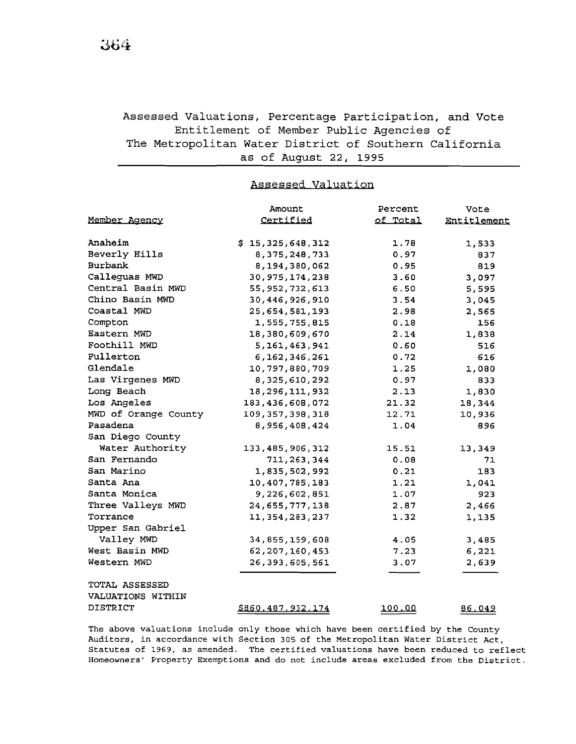## Assessed Valuations, Percentage Participation, and Vote Entitlement of Member Public Agencies of The Metropolitan Water District of Southern California as of August 22, 1995

### Assessed Valuation

| Member Agency | Amount Certified | Percent of Total | Vote Entitlement |
|---|---|---|---|
| Anaheim | $ 15,325,648,312 | 1.78 | 1,533 |
| Beverly Hills | 8,375,248,733 | 0.97 | 837 |
| Burbank | 8,194,380,062 | 0.95 | 819 |
| Calleguas MWD | 30,975,174,238 | 3.60 | 3,097 |
| Central Basin MWD | 55,952,732,613 | 6.50 | 5,595 |
| Chino Basin MWD | 30,446,926,910 | 3.54 | 3,045 |
| Coastal MWD | 25,654,581,193 | 2.98 | 2,565 |
| Compton | 1,555,755,815 | 0.18 | 156 |
| Eastern MWD | 18,380,609,670 | 2.14 | 1,838 |
| Foothill MWD | 5,161,463,941 | 0.60 | 516 |
| Fullerton | 6,162,346,261 | 0.72 | 616 |
| Glendale | 10,797,880,709 | 1.25 | 1,080 |
| Las Virgenes MWD | 8,325,610,292 | 0.97 | 833 |
| Long Beach | 18,296,111,932 | 2.13 | 1,830 |
| Los Angeles | 183,436,608,072 | 21.32 | 18,344 |
| MWD of Orange County | 109,357,398,318 | 12.71 | 10,936 |
| Pasadena | 8,956,408,424 | 1.04 | 896 |
| San Diego County Water Authority | 133,485,906,312 | 15.51 | 13,349 |
| San Fernando | 711,263,344 | 0.08 | 71 |
| San Marino | 1,835,502,992 | 0.21 | 183 |
| Santa Ana | 10,407,785,183 | 1.21 | 1,041 |
| Santa Monica | 9,226,602,851 | 1.07 | 923 |
| Three Valleys MWD | 24,655,777,138 | 2.87 | 2,466 |
| Torrance | 11,354,283,237 | 1.32 | 1,135 |
| Upper San Gabriel Valley MWD | 34,855,159,608 | 4.05 | 3,485 |
| West Basin MWD | 62,207,160,453 | 7.23 | 6,221 |
| Western MWD | 26,393,605,561 | 3.07 | 2,639 |
| TOTAL ASSESSED VALUATIONS WITHIN DISTRICT | $860,487,932,174 | 100.00 | 86,049 |

The above valuations include only those which have been certified by the County Auditors, in accordance with Section 305 of the Metropolitan Water District Act, Statutes of 1969, as amended. The certified valuations have been reduced to reflect Homeowners' Property Exemptions and do not include areas excluded from the District.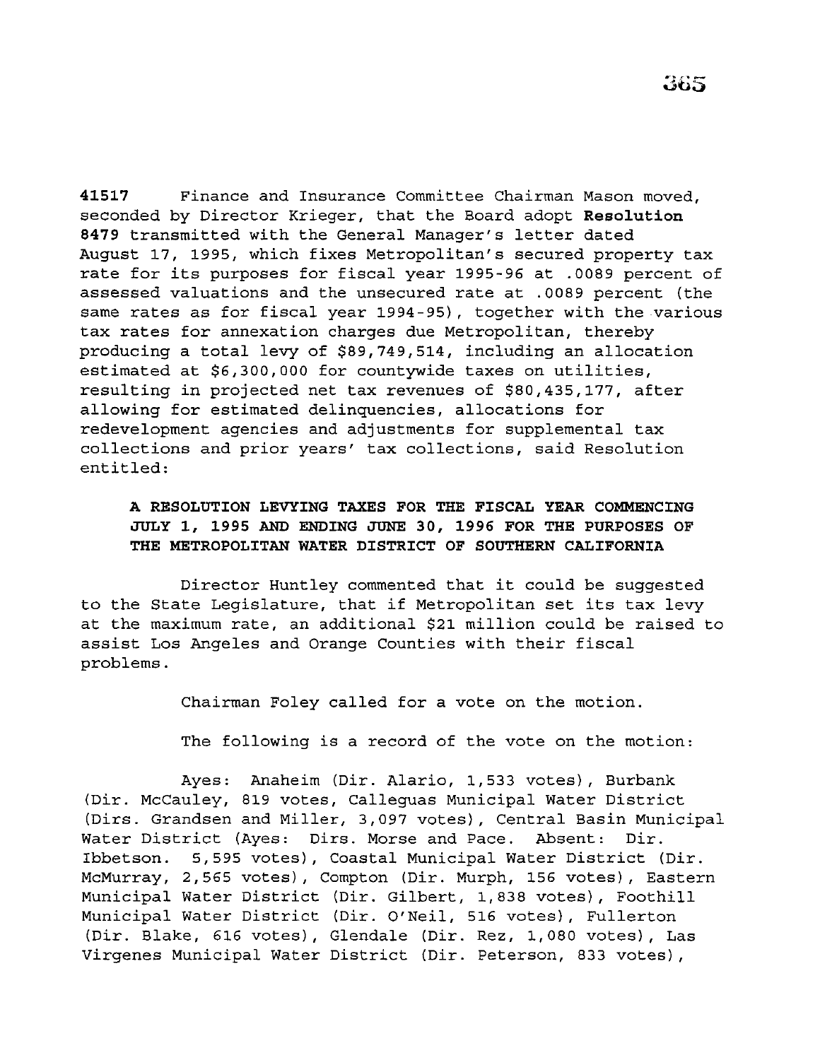**41517** Finance and Insurance Committee Chairman Mason moved, seconded by Director Krieger, that the Board adopt **Resolution 8479** transmitted with the General Manager's letter dated August 17, 1995, which fixes Metropolitan's secured property tax rate for its purposes for fiscal year 1995-96 at .0089 percent of assessed valuations and the unsecured rate at .0089 percent (the same rates as for fiscal year 1994-95), together with the various tax rates for annexation charges due Metropolitan, thereby producing a total levy of $89,749,514, including an allocation estimated at $6,300,000 for countywide taxes on utilities, resulting in projected net tax revenues of $80,435,177, after allowing for estimated delinquencies, allocations for redevelopment agencies and adjustments for supplemental tax collections and prior years' tax collections, said Resolution entitled:

**A RESOLUTION LEVYING TAXES FOR THE FISCAL YEAR COMMENCING JULY 1, 1995 AND ENDING JUNE 30, 1996 FOR THE PURPOSES OF THE METROPOLITAN WATER DISTRICT OF SOUTHERN CALIFORNIA**

Director Huntley commented that it could be suggested to the State Legislature, that if Metropolitan set its tax levy at the maximum rate, an additional $21 million could be raised to assist Los Angeles and Orange Counties with their fiscal problems.

Chairman Foley called for a vote on the motion.

The following is a record of the vote on the motion:

Ayes: Anaheim (Dir. Alario, 1,533 votes), Burbank (Dir. McCauley, 819 votes, Calleguas Municipal Water District (Dirs. Grandsen and Miller, 3,097 votes), Central Basin Municipal Water District (Ayes: Dirs. Morse and Pace. Absent: Dir. Ibbetson. 5,595 votes), Coastal Municipal Water District (Dir. McMurray, 2,565 votes), Compton (Dir. Murph, 156 votes), Eastern Municipal Water District (Dir. Gilbert, 1,838 votes), Foothill Municipal Water District (Dir. O'Neil, 516 votes), Fullerton (Dir. Blake, 616 votes), Glendale (Dir. Rez, 1,080 votes), Las Virgenes Municipal Water District (Dir. Peterson, 833 votes),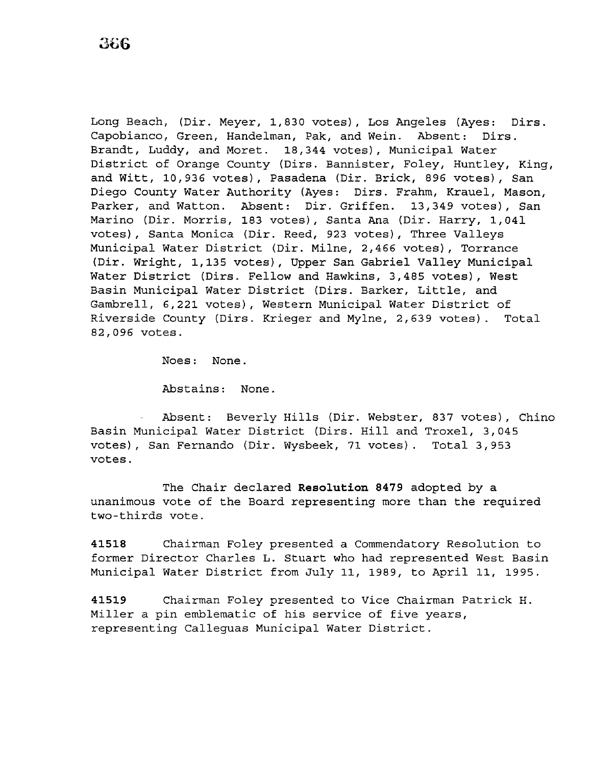Long Beach, (Dir. Meyer, 1,830 votes), Los Angeles (Ayes: Dirs. Capobianco, Green, Handelman, Pak, and Wein. Absent: Dirs. Brandt, Luddy, and Moret. 18,344 votes), Municipal Water District of Orange County (Dirs. Bannister, Foley, Huntley, King, and Witt, 10,936 votes), Pasadena (Dir. Brick, 896 votes), San Diego County Water Authority (Ayes: Dirs. Frahm, Krauel, Mason, Parker, and Watton. Absent: Dir. Griffen. 13,349 votes), San Marino (Dir. Morris, 183 votes), Santa Ana (Dir. Harry, 1,041 votes), Santa Monica (Dir. Reed, 923 votes), Three Valleys Municipal Water District (Dir. Milne, 2,466 votes), Torrance (Dir. Wright, 1,135 votes), Upper San Gabriel Valley Municipal Water District (Dirs. Fellow and Hawkins, 3,485 votes), West Basin Municipal Water District (Dirs. Barker, Little, and Gambrell, 6,221 votes), Western Municipal Water District of Riverside County (Dirs. Krieger and Mylne, 2,639 votes). Total 82,096 votes.

Noes: None.

Abstains: None.

Absent: Beverly Hills (Dir. Webster, 837 votes), Chino Basin Municipal Water District (Dirs. Hill and Troxel, 3,045 votes), San Fernando (Dir. Wysbeek, 71 votes). Total 3,953 votes.

The Chair declared **Resolution 8479** adopted by a unanimous vote of the Board representing more than the required two-thirds vote.

**41518** Chairman Foley presented a Commendatory Resolution to former Director Charles L. Stuart who had represented West Basin Municipal Water District from July 11, 1989, to April 11, 1995.

**41519** Chairman Foley presented to Vice Chairman Patrick H. Miller a pin emblematic of his service of five years, representing Calleguas Municipal Water District.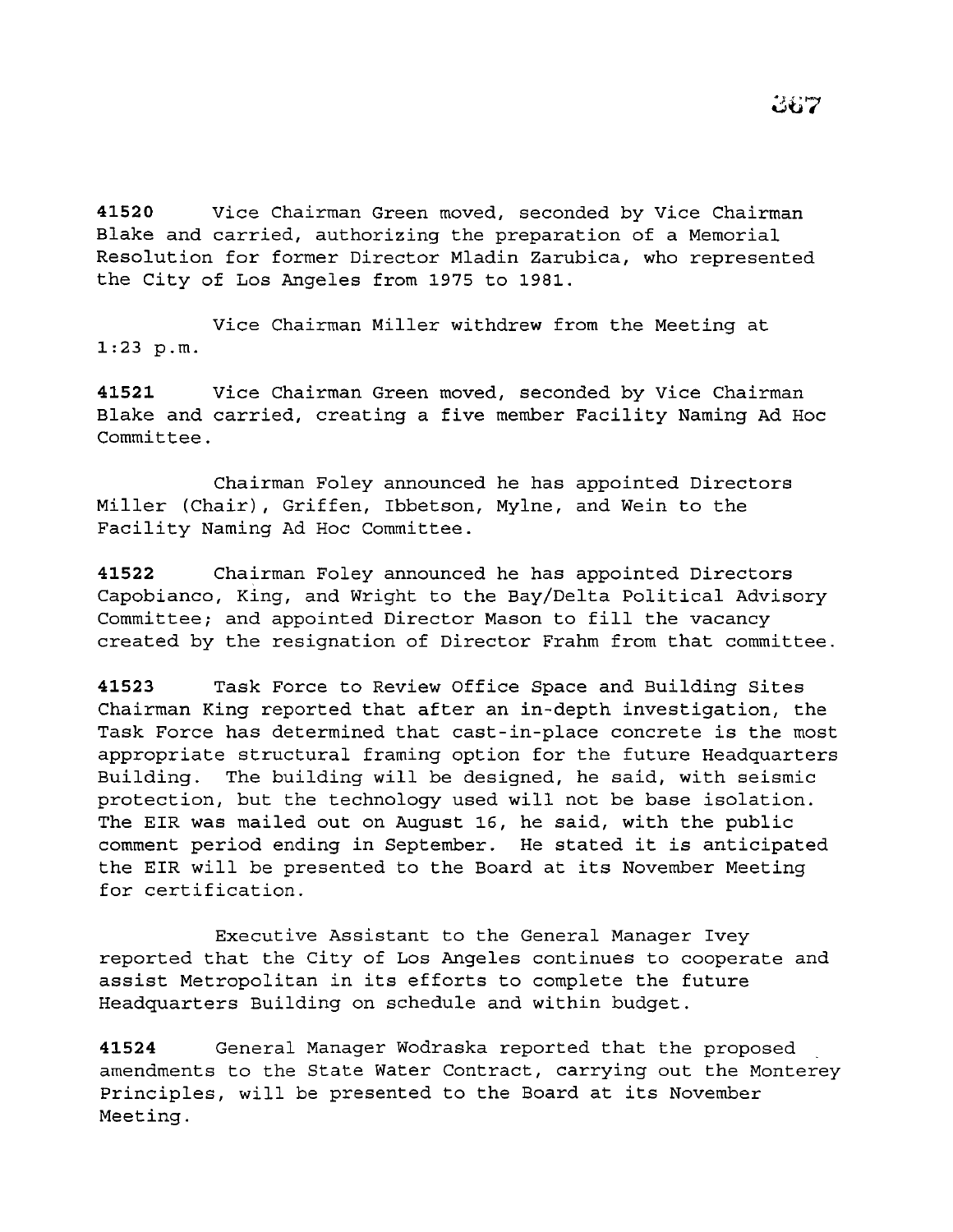**41520** Vice Chairman Green moved, seconded by Vice Chairman Blake and carried, authorizing the preparation of a Memorial Resolution for former Director Mladin Zarubica, who represented the City of Los Angeles from 1975 to 1981.

Vice Chairman Miller withdrew from the Meeting at 1:23 p.m.

**41521** Vice Chairman Green moved, seconded by Vice Chairman Blake and carried, creating a five member Facility Naming Ad Hoc Committee.

Chairman Foley announced he has appointed Directors Miller (Chair), Griffen, Ibbetson, Mylne, and Wein to the Facility Naming Ad Hoc Committee.

**41522** Chairman Foley announced he has appointed Directors Capobianco, King, and Wright to the Bay/Delta Political Advisory Committee; and appointed Director Mason to fill the vacancy created by the resignation of Director Frahm from that committee.

**41523** Task Force to Review Office Space and Building Sites Chairman King reported that after an in-depth investigation, the Task Force has determined that cast-in-place concrete is the most appropriate structural framing option for the future Headquarters Building. The building will be designed, he said, with seismic protection, but the technology used will not be base isolation. The EIR was mailed out on August 16, he said, with the public comment period ending in September. He stated it is anticipated the EIR will be presented to the Board at its November Meeting for certification.

Executive Assistant to the General Manager Ivey reported that the City of Los Angeles continues to cooperate and assist Metropolitan in its efforts to complete the future Headquarters Building on schedule and within budget.

**41524** General Manager Wodraska reported that the proposed amendments to the State Water Contract, carrying out the Monterey Principles, will be presented to the Board at its November Meeting.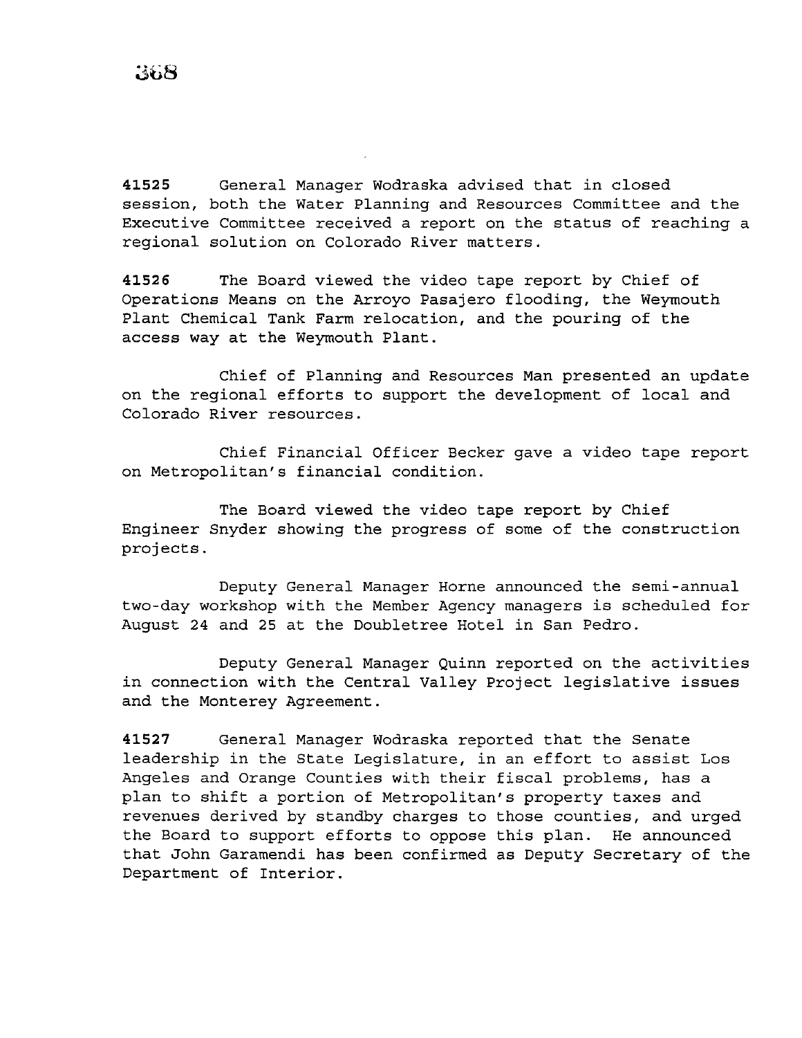**41525** General Manager Wodraska advised that in closed session, both the Water Planning and Resources Committee and the Executive Committee received a report on the status of reaching a regional solution on Colorado River matters.

**41526** The Board viewed the video tape report by Chief of Operations Means on the Arroyo Pasajero flooding, the Weymouth Plant Chemical Tank Farm relocation, and the pouring of the access way at the Weymouth Plant.

Chief of Planning and Resources Man presented an update on the regional efforts to support the development of local and Colorado River resources.

Chief Financial Officer Becker gave a video tape report on Metropolitan's financial condition.

The Board viewed the video tape report by Chief Engineer Snyder showing the progress of some of the construction projects.

Deputy General Manager Horne announced the semi-annual two-day workshop with the Member Agency managers is scheduled for August 24 and 25 at the Doubletree Hotel in San Pedro.

Deputy General Manager Quinn reported on the activities in connection with the Central Valley Project legislative issues and the Monterey Agreement.

**41527** General Manager Wodraska reported that the Senate leadership in the State Legislature, in an effort to assist Los Angeles and Orange Counties with their fiscal problems, has a plan to shift a portion of Metropolitan's property taxes and revenues derived by standby charges to those counties, and urged the Board to support efforts to oppose this plan. He announced that John Garamendi has been confirmed as Deputy Secretary of the Department of Interior.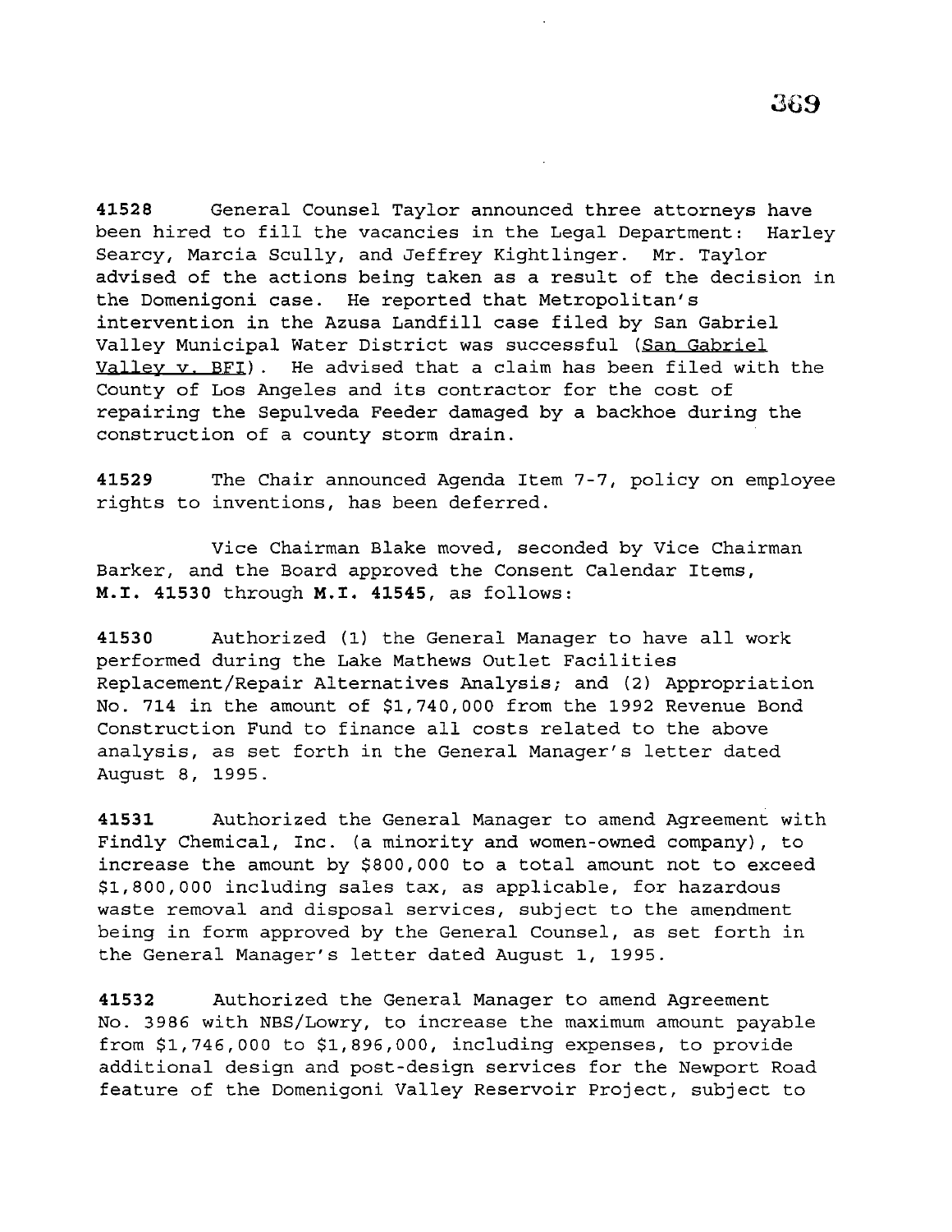**41528** General Counsel Taylor announced three attorneys have been hired to fill the vacancies in the Legal Department: Harley Searcy, Marcia Scully, and Jeffrey Kightlinger. Mr. Taylor advised of the actions being taken as a result of the decision in the Domenigoni case. He reported that Metropolitan's intervention in the Azusa Landfill case filed by San Gabriel Valley Municipal Water District was successful (San Gabriel Valley v. BFI). He advised that a claim has been filed with the County of Los Angeles and its contractor for the cost of repairing the Sepulveda Feeder damaged by a backhoe during the construction of a county storm drain.

**41529** The Chair announced Agenda Item 7-7, policy on employee rights to inventions, has been deferred.

Vice Chairman Blake moved, seconded by Vice Chairman Barker, and the Board approved the Consent Calendar Items, **M.I. 41530** through **M.I. 41545**, as follows:

**41530** Authorized (1) the General Manager to have all work performed during the Lake Mathews Outlet Facilities Replacement/Repair Alternatives Analysis; and (2) Appropriation No. 714 in the amount of $1,740,000 from the 1992 Revenue Bond Construction Fund to finance all costs related to the above analysis, as set forth in the General Manager's letter dated August 8, 1995.

**41531** Authorized the General Manager to amend Agreement with Findly Chemical, Inc. (a minority and women-owned company), to increase the amount by $800,000 to a total amount not to exceed $1,800,000 including sales tax, as applicable, for hazardous waste removal and disposal services, subject to the amendment being in form approved by the General Counsel, as set forth in the General Manager's letter dated August 1, 1995.

**41532** Authorized the General Manager to amend Agreement No. 3986 with NBS/Lowry, to increase the maximum amount payable from $1,746,000 to $1,896,000, including expenses, to provide additional design and post-design services for the Newport Road feature of the Domenigoni Valley Reservoir Project, subject to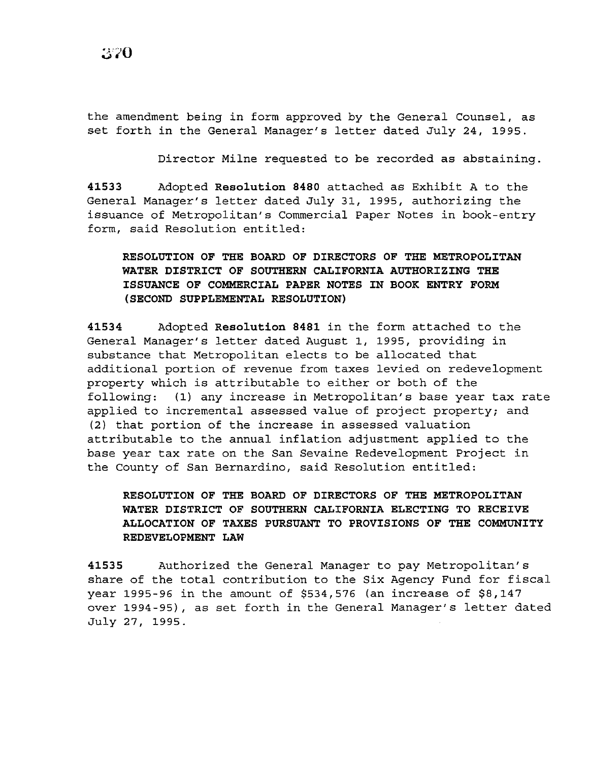the amendment being in form approved by the General Counsel, as set forth in the General Manager's letter dated July 24, 1995.

Director Milne requested to be recorded as abstaining.

**41533** Adopted **Resolution 8480** attached as Exhibit A to the General Manager's letter dated July 31, 1995, authorizing the issuance of Metropolitan's Commercial Paper Notes in book-entry form, said Resolution entitled:

> **RESOLUTION OF THE BOARD OF DIRECTORS OF THE METROPOLITAN WATER DISTRICT OF SOUTHERN CALIFORNIA AUTHORIZING THE ISSUANCE OF COMMERCIAL PAPER NOTES IN BOOK ENTRY FORM (SECOND SUPPLEMENTAL RESOLUTION)**

**41534** Adopted **Resolution 8481** in the form attached to the General Manager's letter dated August 1, 1995, providing in substance that Metropolitan elects to be allocated that additional portion of revenue from taxes levied on redevelopment property which is attributable to either or both of the following: (1) any increase in Metropolitan's base year tax rate applied to incremental assessed value of project property; and (2) that portion of the increase in assessed valuation attributable to the annual inflation adjustment applied to the base year tax rate on the San Sevaine Redevelopment Project in the County of San Bernardino, said Resolution entitled:

> **RESOLUTION OF THE BOARD OF DIRECTORS OF THE METROPOLITAN WATER DISTRICT OF SOUTHERN CALIFORNIA ELECTING TO RECEIVE ALLOCATION OF TAXES PURSUANT TO PROVISIONS OF THE COMMUNITY REDEVELOPMENT LAW**

**41535** Authorized the General Manager to pay Metropolitan's share of the total contribution to the Six Agency Fund for fiscal year 1995-96 in the amount of $534,576 (an increase of $8,147 over 1994-95), as set forth in the General Manager's letter dated July 27, 1995.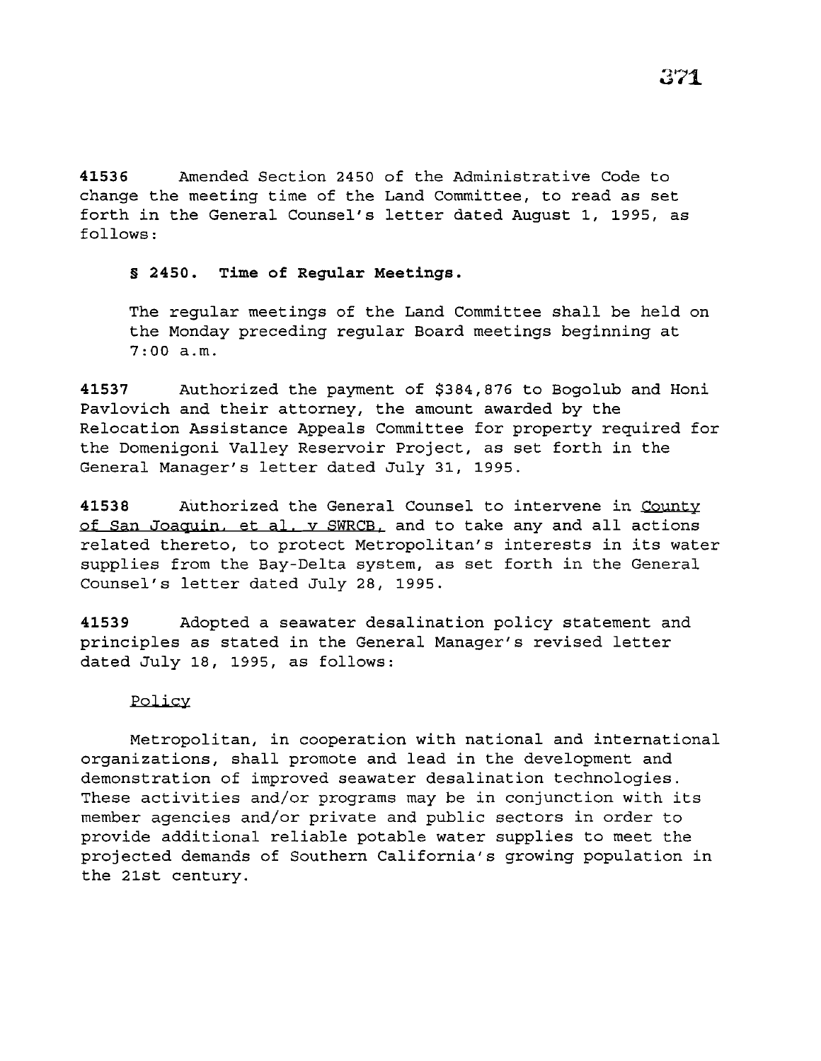**41536** Amended Section 2450 of the Administrative Code to change the meeting time of the Land Committee, to read as set forth in the General Counsel's letter dated August 1, 1995, as follows:

**§ 2450. Time of Regular Meetings.**

The regular meetings of the Land Committee shall be held on the Monday preceding regular Board meetings beginning at 7:00 a.m.

**41537** Authorized the payment of $384,876 to Bogolub and Honi Pavlovich and their attorney, the amount awarded by the Relocation Assistance Appeals Committee for property required for the Domenigoni Valley Reservoir Project, as set forth in the General Manager's letter dated July 31, 1995.

**41538** Authorized the General Counsel to intervene in County of San Joaquin, et al. v SWRCB, and to take any and all actions related thereto, to protect Metropolitan's interests in its water supplies from the Bay-Delta system, as set forth in the General Counsel's letter dated July 28, 1995.

**41539** Adopted a seawater desalination policy statement and principles as stated in the General Manager's revised letter dated July 18, 1995, as follows:

Policy

Metropolitan, in cooperation with national and international organizations, shall promote and lead in the development and demonstration of improved seawater desalination technologies. These activities and/or programs may be in conjunction with its member agencies and/or private and public sectors in order to provide additional reliable potable water supplies to meet the projected demands of Southern California's growing population in the 21st century.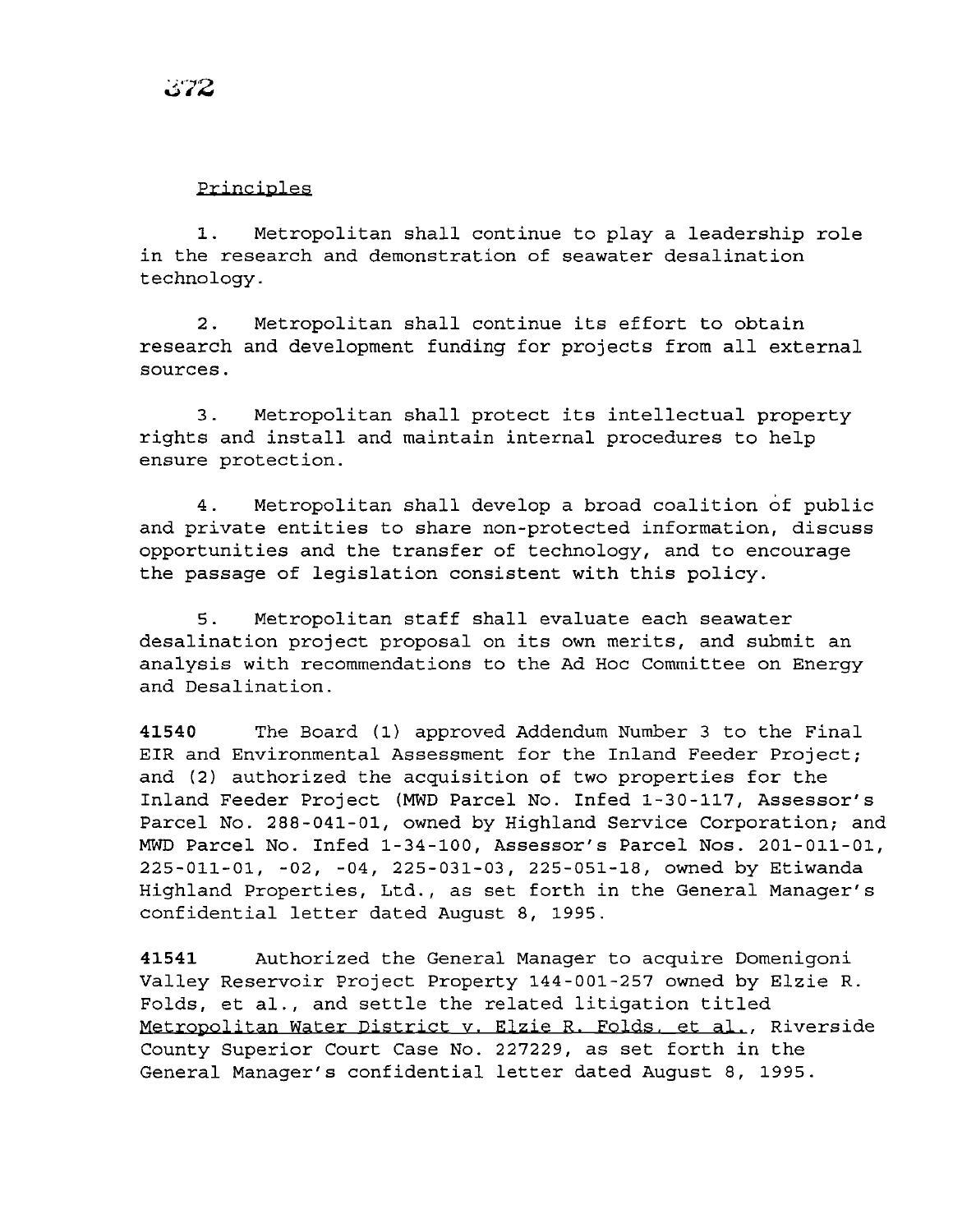Principles

1. Metropolitan shall continue to play a leadership role in the research and demonstration of seawater desalination technology.

2. Metropolitan shall continue its effort to obtain research and development funding for projects from all external sources.

3. Metropolitan shall protect its intellectual property rights and install and maintain internal procedures to help ensure protection.

4. Metropolitan shall develop a broad coalition of public and private entities to share non-protected information, discuss opportunities and the transfer of technology, and to encourage the passage of legislation consistent with this policy.

5. Metropolitan staff shall evaluate each seawater desalination project proposal on its own merits, and submit an analysis with recommendations to the Ad Hoc Committee on Energy and Desalination.

**41540** The Board (1) approved Addendum Number 3 to the Final EIR and Environmental Assessment for the Inland Feeder Project; and (2) authorized the acquisition of two properties for the Inland Feeder Project (MWD Parcel No. Infed 1-30-117, Assessor's Parcel No. 288-041-01, owned by Highland Service Corporation; and MWD Parcel No. Infed 1-34-100, Assessor's Parcel Nos. 201-011-01, 225-011-01, -02, -04, 225-031-03, 225-051-18, owned by Etiwanda Highland Properties, Ltd., as set forth in the General Manager's confidential letter dated August 8, 1995.

**41541** Authorized the General Manager to acquire Domenigoni Valley Reservoir Project Property 144-001-257 owned by Elzie R. Folds, et al., and settle the related litigation titled Metropolitan Water District v. Elzie R. Folds, et al., Riverside County Superior Court Case No. 227229, as set forth in the General Manager's confidential letter dated August 8, 1995.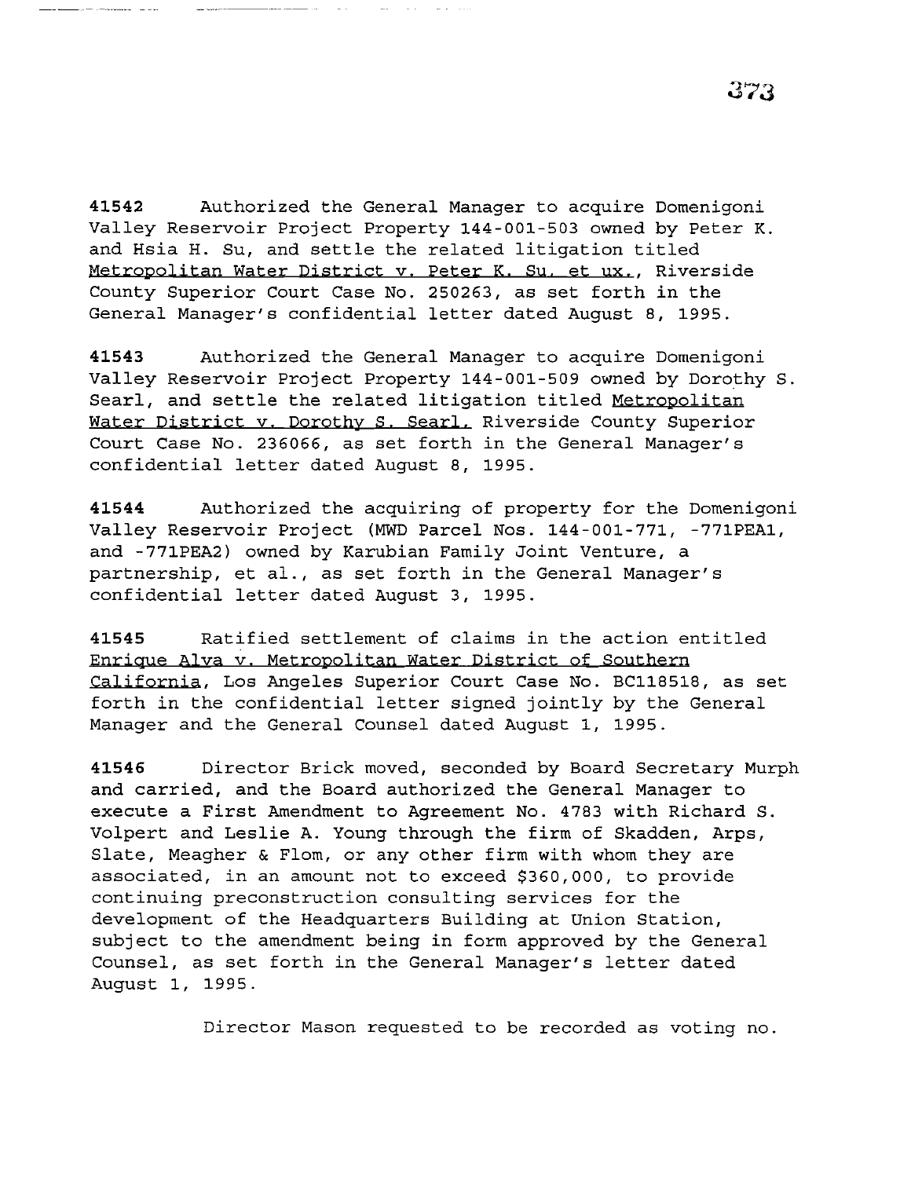**41542** Authorized the General Manager to acquire Domenigoni Valley Reservoir Project Property 144-001-503 owned by Peter K. and Hsia H. Su, and settle the related litigation titled Metropolitan Water District v. Peter K. Su, et ux., Riverside County Superior Court Case No. 250263, as set forth in the General Manager's confidential letter dated August 8, 1995.

**41543** Authorized the General Manager to acquire Domenigoni Valley Reservoir Project Property 144-001-509 owned by Dorothy S. Searl, and settle the related litigation titled Metropolitan Water District v. Dorothy S. Searl, Riverside County Superior Court Case No. 236066, as set forth in the General Manager's confidential letter dated August 8, 1995.

**41544** Authorized the acquiring of property for the Domenigoni Valley Reservoir Project (MWD Parcel Nos. 144-001-771, -771PEA1, and -771PEA2) owned by Karubian Family Joint Venture, a partnership, et al., as set forth in the General Manager's confidential letter dated August 3, 1995.

**41545** Ratified settlement of claims in the action entitled Enrique Alva v. Metropolitan Water District of Southern California, Los Angeles Superior Court Case No. BC118518, as set forth in the confidential letter signed jointly by the General Manager and the General Counsel dated August 1, 1995.

**41546** Director Brick moved, seconded by Board Secretary Murph and carried, and the Board authorized the General Manager to execute a First Amendment to Agreement No. 4783 with Richard S. Volpert and Leslie A. Young through the firm of Skadden, Arps, Slate, Meagher & Flom, or any other firm with whom they are associated, in an amount not to exceed $360,000, to provide continuing preconstruction consulting services for the development of the Headquarters Building at Union Station, subject to the amendment being in form approved by the General Counsel, as set forth in the General Manager's letter dated August 1, 1995.

Director Mason requested to be recorded as voting no.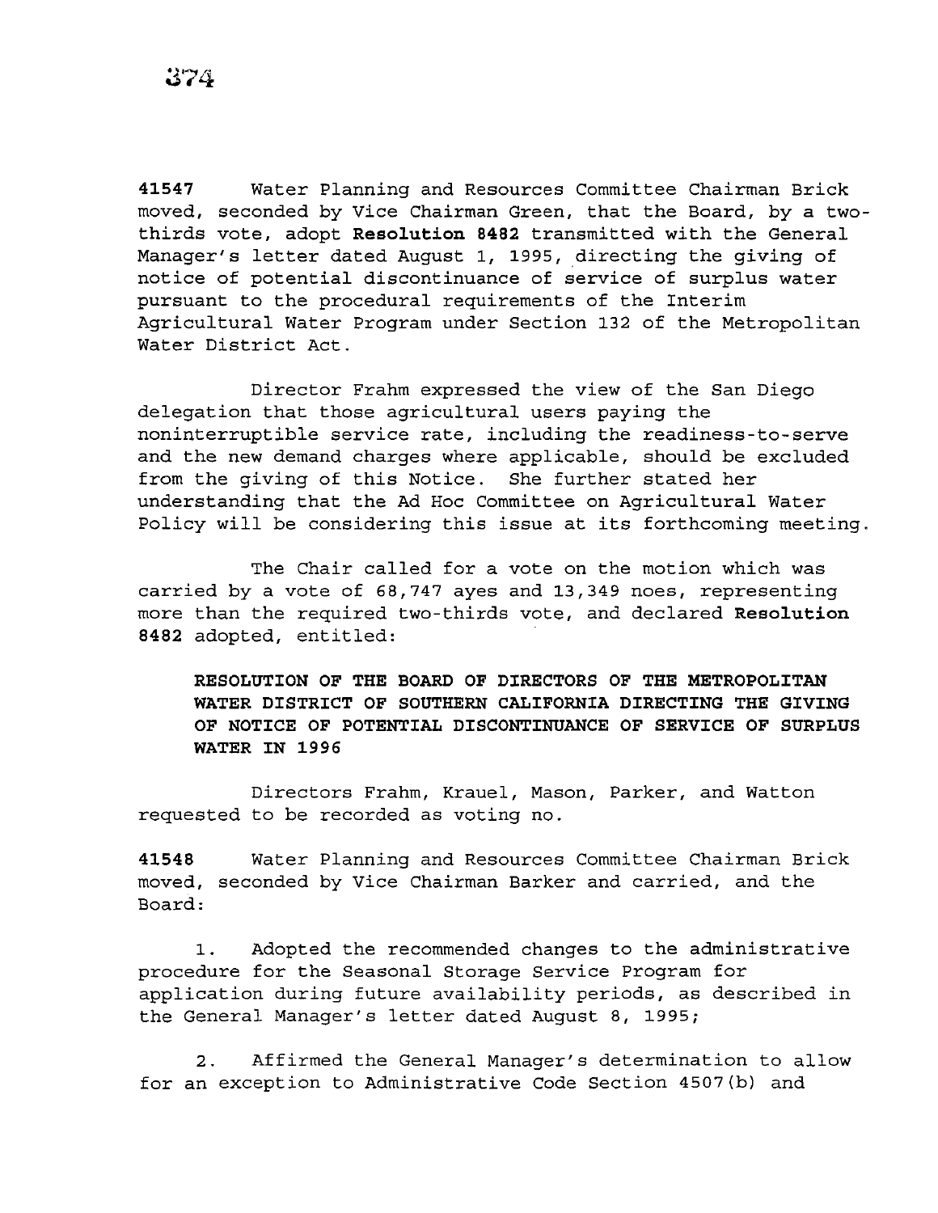**41547** Water Planning and Resources Committee Chairman Brick moved, seconded by Vice Chairman Green, that the Board, by a two-thirds vote, adopt **Resolution 8482** transmitted with the General Manager's letter dated August 1, 1995, directing the giving of notice of potential discontinuance of service of surplus water pursuant to the procedural requirements of the Interim Agricultural Water Program under Section 132 of the Metropolitan Water District Act.

Director Frahm expressed the view of the San Diego delegation that those agricultural users paying the noninterruptible service rate, including the readiness-to-serve and the new demand charges where applicable, should be excluded from the giving of this Notice. She further stated her understanding that the Ad Hoc Committee on Agricultural Water Policy will be considering this issue at its forthcoming meeting.

The Chair called for a vote on the motion which was carried by a vote of 68,747 ayes and 13,349 noes, representing more than the required two-thirds vote, and declared **Resolution 8482** adopted, entitled:

**RESOLUTION OF THE BOARD OF DIRECTORS OF THE METROPOLITAN WATER DISTRICT OF SOUTHERN CALIFORNIA DIRECTING THE GIVING OF NOTICE OF POTENTIAL DISCONTINUANCE OF SERVICE OF SURPLUS WATER IN 1996**

Directors Frahm, Krauel, Mason, Parker, and Watton requested to be recorded as voting no.

**41548** Water Planning and Resources Committee Chairman Brick moved, seconded by Vice Chairman Barker and carried, and the Board:

1. Adopted the recommended changes to the administrative procedure for the Seasonal Storage Service Program for application during future availability periods, as described in the General Manager's letter dated August 8, 1995;

2. Affirmed the General Manager's determination to allow for an exception to Administrative Code Section 4507(b) and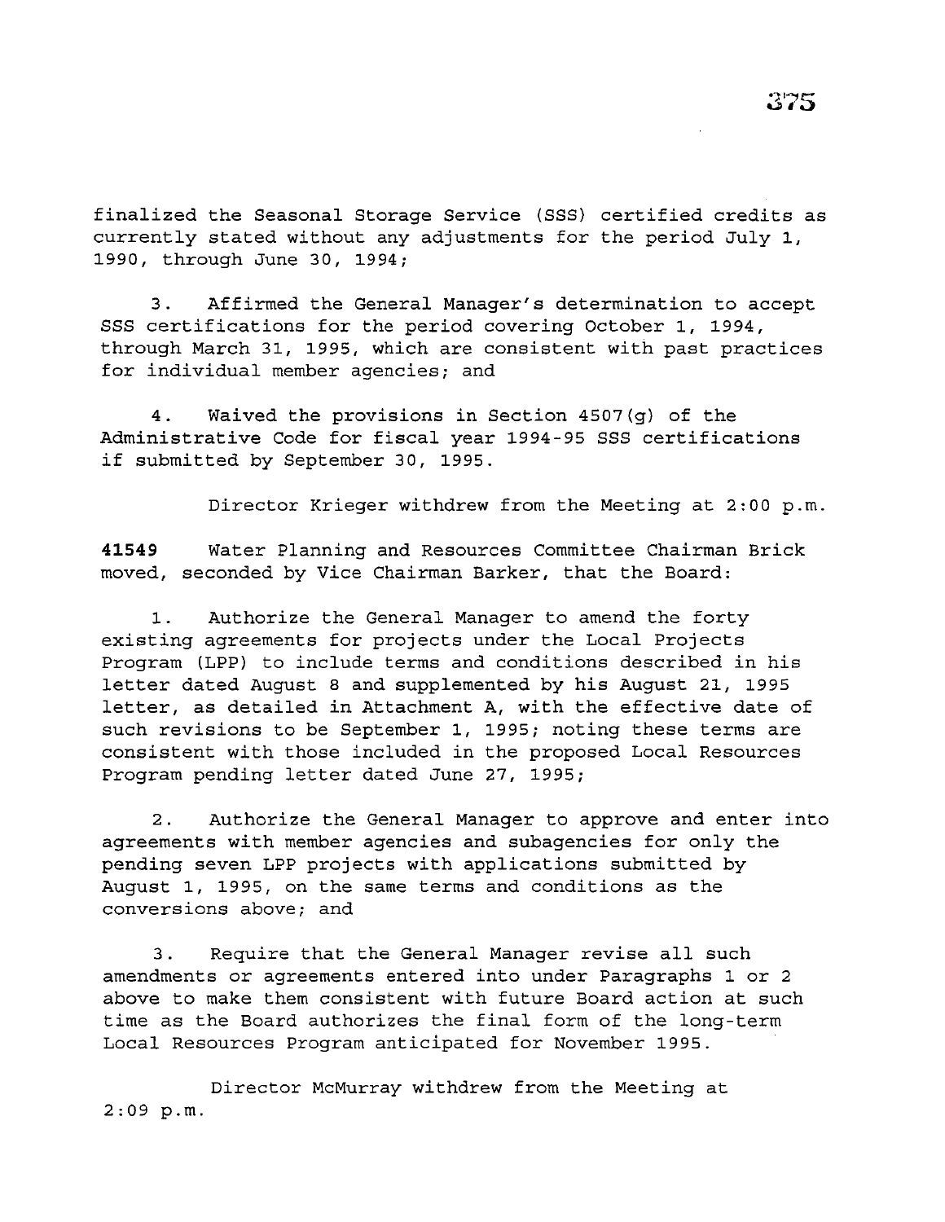finalized the Seasonal Storage Service (SSS) certified credits as currently stated without any adjustments for the period July 1, 1990, through June 30, 1994;

3. Affirmed the General Manager's determination to accept SSS certifications for the period covering October 1, 1994, through March 31, 1995, which are consistent with past practices for individual member agencies; and

4. Waived the provisions in Section 4507(g) of the Administrative Code for fiscal year 1994-95 SSS certifications if submitted by September 30, 1995.

Director Krieger withdrew from the Meeting at 2:00 p.m.

**41549** Water Planning and Resources Committee Chairman Brick moved, seconded by Vice Chairman Barker, that the Board:

1. Authorize the General Manager to amend the forty existing agreements for projects under the Local Projects Program (LPP) to include terms and conditions described in his letter dated August 8 and supplemented by his August 21, 1995 letter, as detailed in Attachment A, with the effective date of such revisions to be September 1, 1995; noting these terms are consistent with those included in the proposed Local Resources Program pending letter dated June 27, 1995;

2. Authorize the General Manager to approve and enter into agreements with member agencies and subagencies for only the pending seven LPP projects with applications submitted by August 1, 1995, on the same terms and conditions as the conversions above; and

3. Require that the General Manager revise all such amendments or agreements entered into under Paragraphs 1 or 2 above to make them consistent with future Board action at such time as the Board authorizes the final form of the long-term Local Resources Program anticipated for November 1995.

Director McMurray withdrew from the Meeting at 2:09 p.m.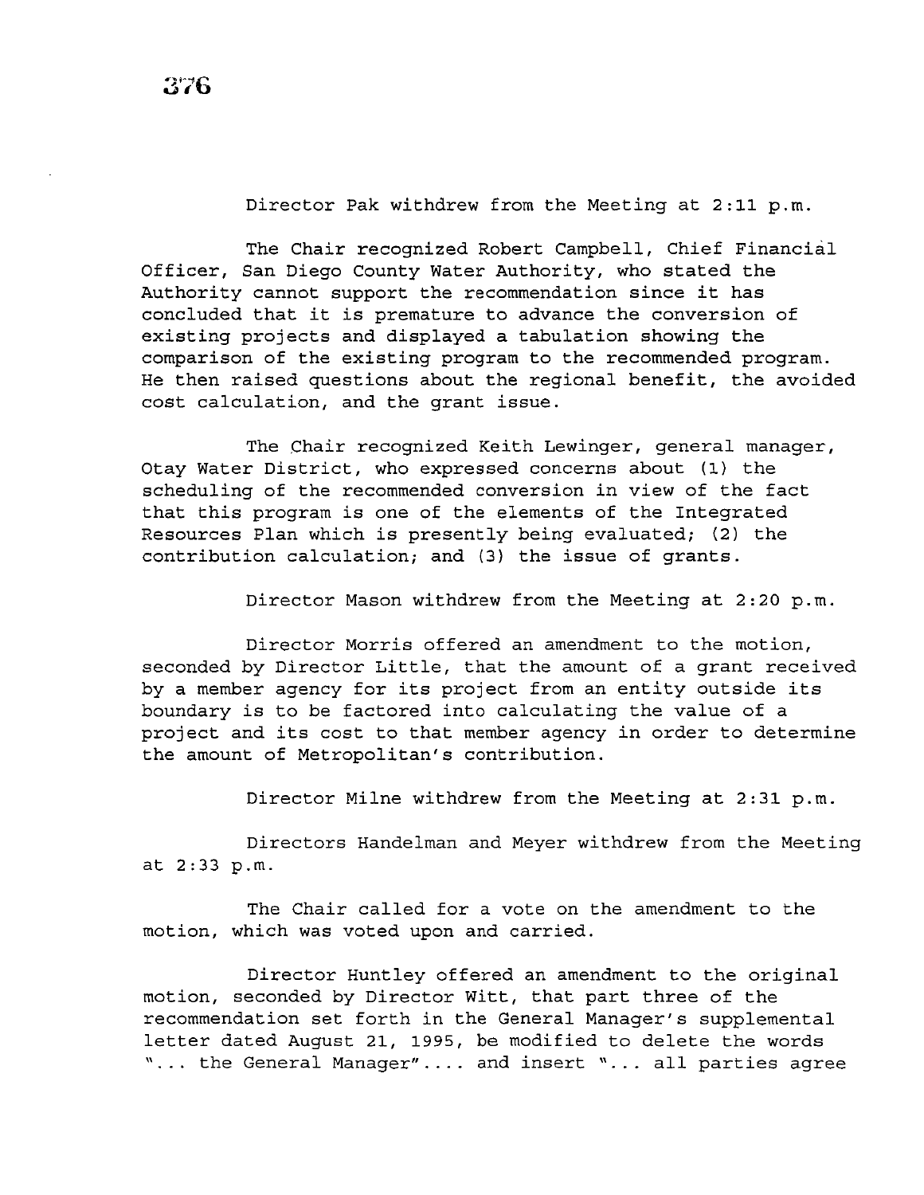Director Pak withdrew from the Meeting at 2:11 p.m.

The Chair recognized Robert Campbell, Chief Financial Officer, San Diego County Water Authority, who stated the Authority cannot support the recommendation since it has concluded that it is premature to advance the conversion of existing projects and displayed a tabulation showing the comparison of the existing program to the recommended program. He then raised questions about the regional benefit, the avoided cost calculation, and the grant issue.

The Chair recognized Keith Lewinger, general manager, Otay Water District, who expressed concerns about (1) the scheduling of the recommended conversion in view of the fact that this program is one of the elements of the Integrated Resources Plan which is presently being evaluated; (2) the contribution calculation; and (3) the issue of grants.

Director Mason withdrew from the Meeting at 2:20 p.m.

Director Morris offered an amendment to the motion, seconded by Director Little, that the amount of a grant received by a member agency for its project from an entity outside its boundary is to be factored into calculating the value of a project and its cost to that member agency in order to determine the amount of Metropolitan's contribution.

Director Milne withdrew from the Meeting at 2:31 p.m.

Directors Handelman and Meyer withdrew from the Meeting at 2:33 p.m.

The Chair called for a vote on the amendment to the motion, which was voted upon and carried.

Director Huntley offered an amendment to the original motion, seconded by Director Witt, that part three of the recommendation set forth in the General Manager's supplemental letter dated August 21, 1995, be modified to delete the words "... the General Manager".... and insert "... all parties agree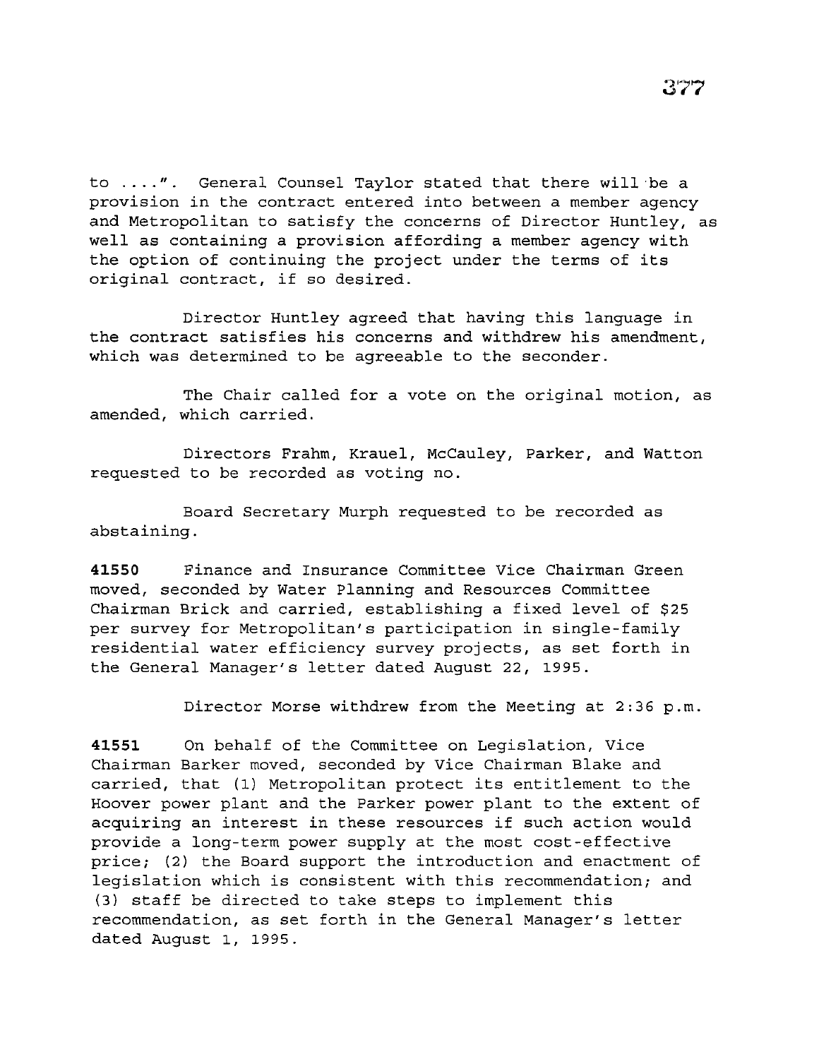to ....". General Counsel Taylor stated that there will be a provision in the contract entered into between a member agency and Metropolitan to satisfy the concerns of Director Huntley, as well as containing a provision affording a member agency with the option of continuing the project under the terms of its original contract, if so desired.

Director Huntley agreed that having this language in the contract satisfies his concerns and withdrew his amendment, which was determined to be agreeable to the seconder.

The Chair called for a vote on the original motion, as amended, which carried.

Directors Frahm, Krauel, McCauley, Parker, and Watton requested to be recorded as voting no.

Board Secretary Murph requested to be recorded as abstaining.

**41550** Finance and Insurance Committee Vice Chairman Green moved, seconded by Water Planning and Resources Committee Chairman Brick and carried, establishing a fixed level of $25 per survey for Metropolitan's participation in single-family residential water efficiency survey projects, as set forth in the General Manager's letter dated August 22, 1995.

Director Morse withdrew from the Meeting at 2:36 p.m.

**41551** On behalf of the Committee on Legislation, Vice Chairman Barker moved, seconded by Vice Chairman Blake and carried, that (1) Metropolitan protect its entitlement to the Hoover power plant and the Parker power plant to the extent of acquiring an interest in these resources if such action would provide a long-term power supply at the most cost-effective price; (2) the Board support the introduction and enactment of legislation which is consistent with this recommendation; and (3) staff be directed to take steps to implement this recommendation, as set forth in the General Manager's letter dated August 1, 1995.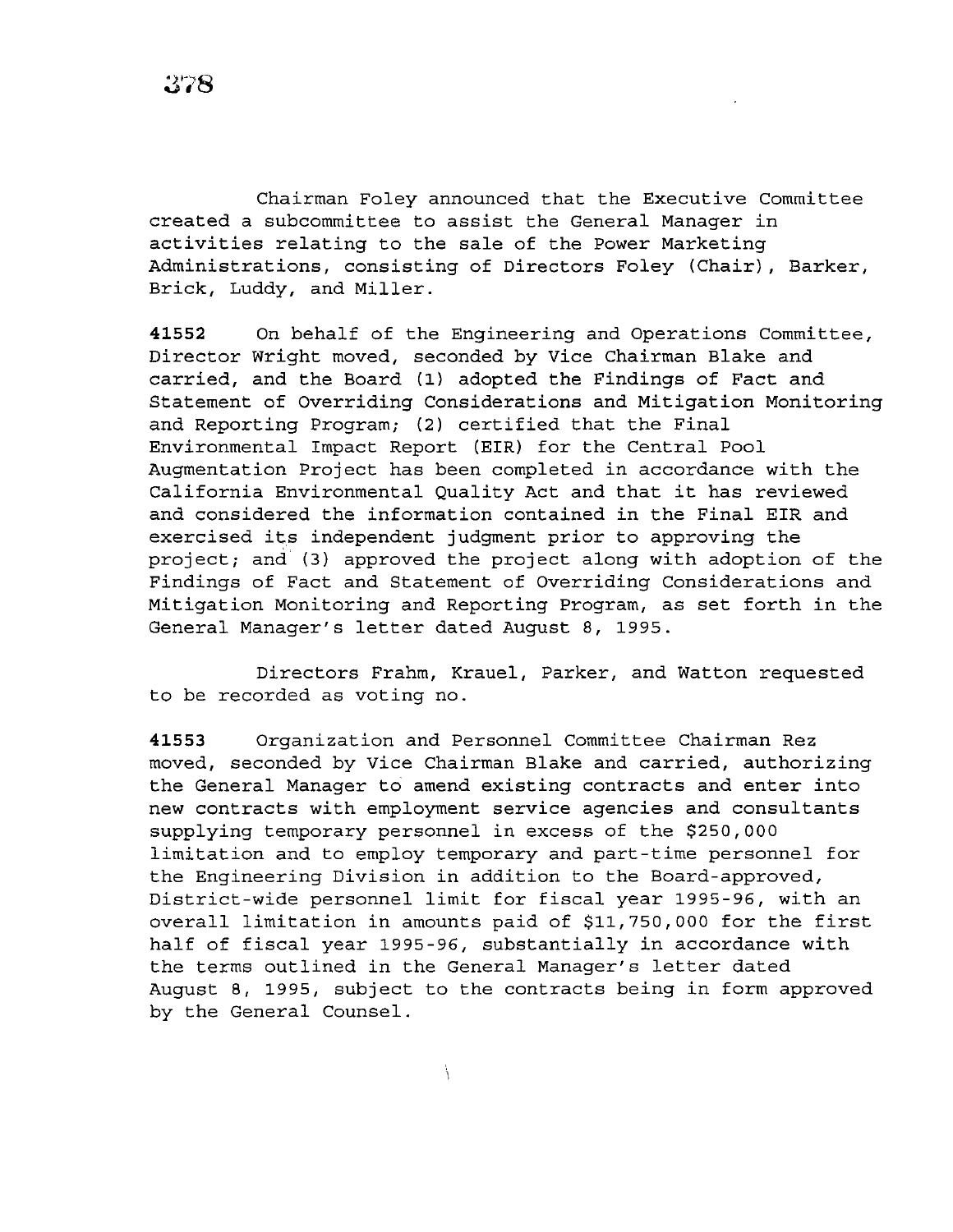Chairman Foley announced that the Executive Committee created a subcommittee to assist the General Manager in activities relating to the sale of the Power Marketing Administrations, consisting of Directors Foley (Chair), Barker, Brick, Luddy, and Miller.

**41552** On behalf of the Engineering and Operations Committee, Director Wright moved, seconded by Vice Chairman Blake and carried, and the Board (1) adopted the Findings of Fact and Statement of Overriding Considerations and Mitigation Monitoring and Reporting Program; (2) certified that the Final Environmental Impact Report (EIR) for the Central Pool Augmentation Project has been completed in accordance with the California Environmental Quality Act and that it has reviewed and considered the information contained in the Final EIR and exercised its independent judgment prior to approving the project; and (3) approved the project along with adoption of the Findings of Fact and Statement of Overriding Considerations and Mitigation Monitoring and Reporting Program, as set forth in the General Manager's letter dated August 8, 1995.

Directors Frahm, Krauel, Parker, and Watton requested to be recorded as voting no.

**41553** Organization and Personnel Committee Chairman Rez moved, seconded by Vice Chairman Blake and carried, authorizing the General Manager to amend existing contracts and enter into new contracts with employment service agencies and consultants supplying temporary personnel in excess of the $250,000 limitation and to employ temporary and part-time personnel for the Engineering Division in addition to the Board-approved, District-wide personnel limit for fiscal year 1995-96, with an overall limitation in amounts paid of $11,750,000 for the first half of fiscal year 1995-96, substantially in accordance with the terms outlined in the General Manager's letter dated August 8, 1995, subject to the contracts being in form approved by the General Counsel.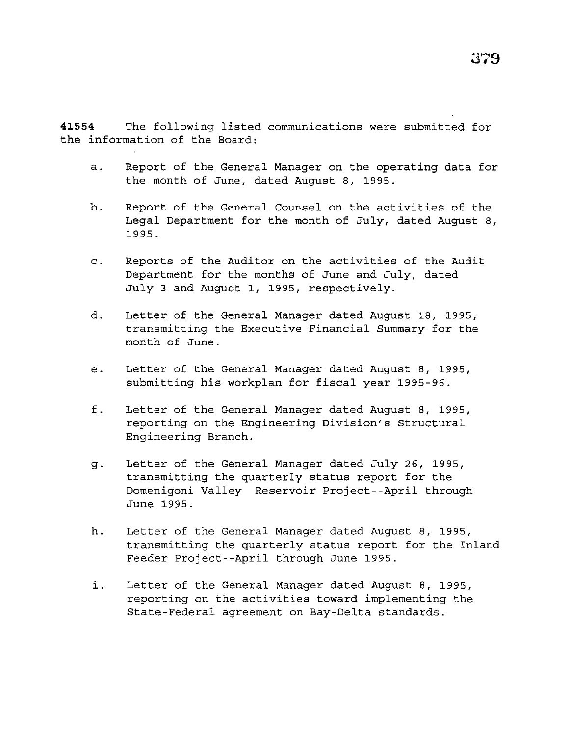**41554** The following listed communications were submitted for the information of the Board:

a. Report of the General Manager on the operating data for the month of June, dated August 8, 1995.

b. Report of the General Counsel on the activities of the Legal Department for the month of July, dated August 8, 1995.

c. Reports of the Auditor on the activities of the Audit Department for the months of June and July, dated July 3 and August 1, 1995, respectively.

d. Letter of the General Manager dated August 18, 1995, transmitting the Executive Financial Summary for the month of June.

e. Letter of the General Manager dated August 8, 1995, submitting his workplan for fiscal year 1995-96.

f. Letter of the General Manager dated August 8, 1995, reporting on the Engineering Division's Structural Engineering Branch.

g. Letter of the General Manager dated July 26, 1995, transmitting the quarterly status report for the Domenigoni Valley Reservoir Project--April through June 1995.

h. Letter of the General Manager dated August 8, 1995, transmitting the quarterly status report for the Inland Feeder Project--April through June 1995.

i. Letter of the General Manager dated August 8, 1995, reporting on the activities toward implementing the State-Federal agreement on Bay-Delta standards.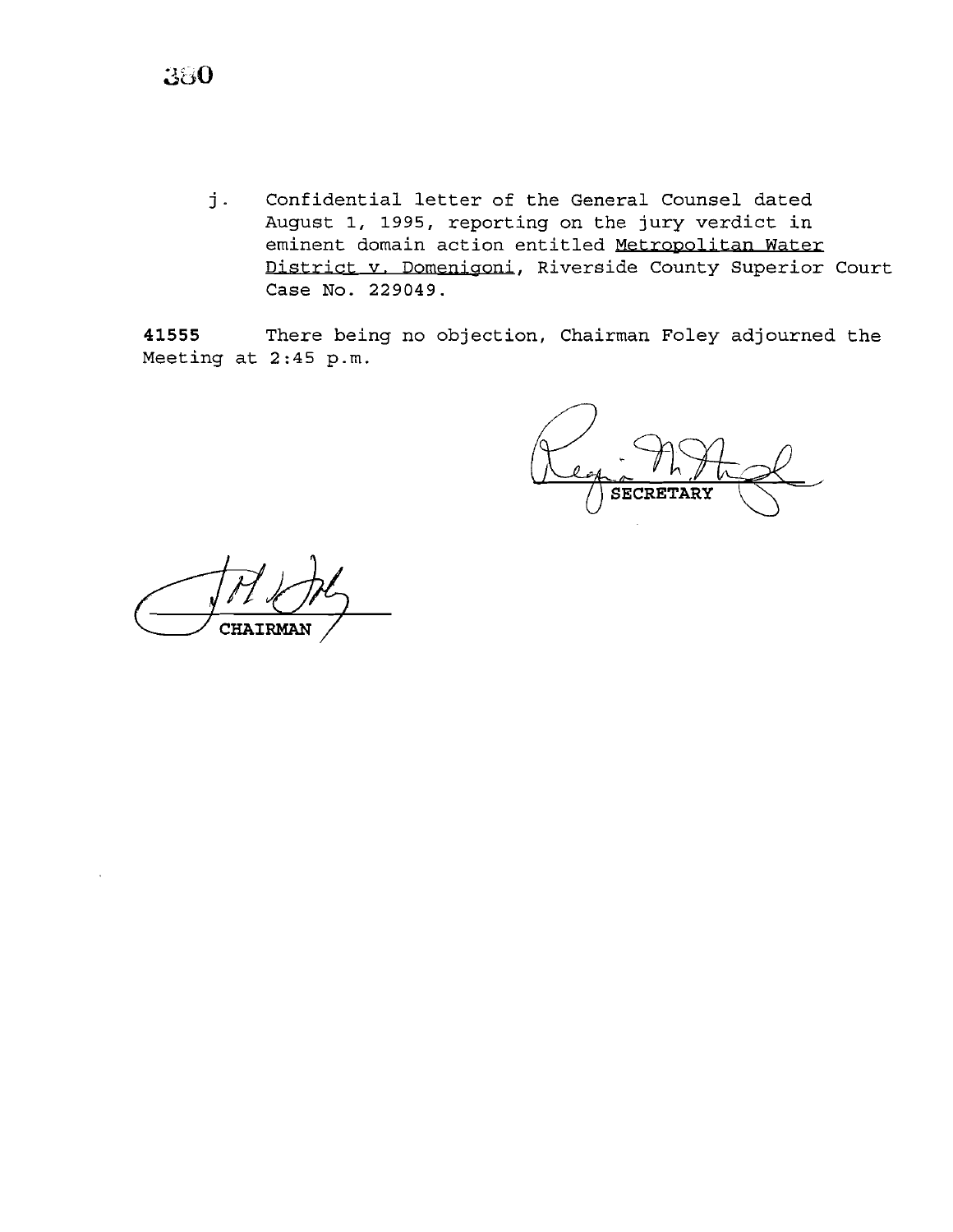j. Confidential letter of the General Counsel dated August 1, 1995, reporting on the jury verdict in eminent domain action entitled Metropolitan Water District v. Domenigoni, Riverside County Superior Court Case No. 229049.

**41555** There being no objection, Chairman Foley adjourned the Meeting at 2:45 p.m.

SECRETARY

CHAIRMAN